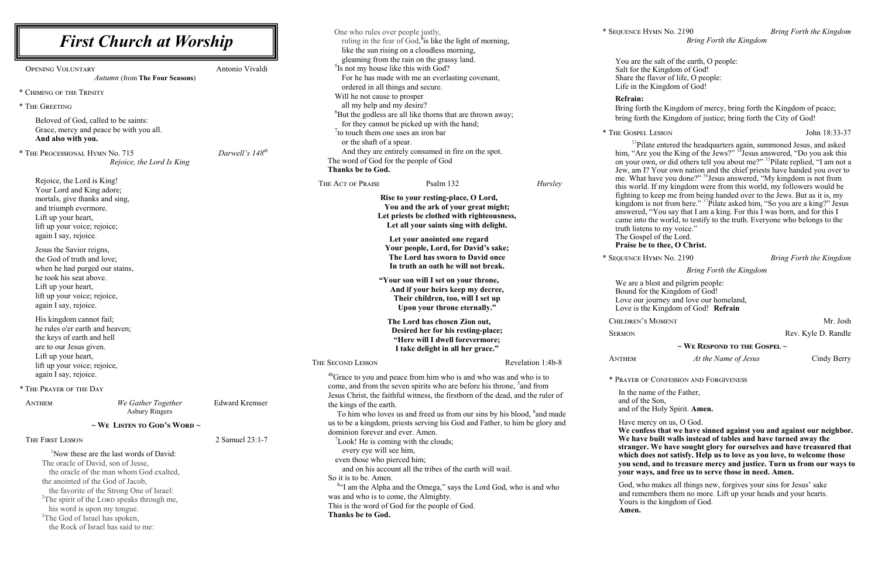# First Church at Worship

Opening Voluntary — Antonio Vivaldi
*Autumn* (from **The Four Seasons**)

\* Chiming of the Trinity

\* The Greeting

Beloved of God, called to be saints:
Grace, mercy and peace be with you all.
**And also with you.**

\* The Processional Hymn No. 715 — *Darwell's 148th*
*Rejoice, the Lord Is King*

Rejoice, the Lord is King!
Your Lord and King adore;
mortals, give thanks and sing,
and triumph evermore.
Lift up your heart,
lift up your voice; rejoice;
again I say, rejoice.

Jesus the Savior reigns,
the God of truth and love;
when he had purged our stains,
he took his seat above.
Lift up your heart,
lift up your voice; rejoice,
again I say, rejoice.

His kingdom cannot fail;
he rules o'er earth and heaven;
the keys of earth and hell
are to our Jesus given.
Lift up your heart,
lift up your voice; rejoice,
again I say, rejoice.

\* The Prayer of the Day

Anthem — *We Gather Together* — Edward Kremser
Asbury Ringers

## ~ We Listen to God's Word ~

The First Lesson — 2 Samuel 23:1-7

[1]Now these are the last words of David:
The oracle of David, son of Jesse,
the oracle of the man whom God exalted,
the anointed of the God of Jacob,
the favorite of the Strong One of Israel:
[2]The spirit of the Lord speaks through me,
his word is upon my tongue.
[3]The God of Israel has spoken,
the Rock of Israel has said to me:
One who rules over people justly,
ruling in the fear of God,[4]is like the light of morning,
like the sun rising on a cloudless morning,
gleaming from the rain on the grassy land.
[5]Is not my house like this with God?
For he has made with me an everlasting covenant,
ordered in all things and secure.
Will he not cause to prosper
all my help and my desire?
[6]But the godless are all like thorns that are thrown away;
for they cannot be picked up with the hand;
[7]to touch them one uses an iron bar
or the shaft of a spear.
And they are entirely consumed in fire on the spot.
The word of God for the people of God
**Thanks be to God.**

The Act of Praise — Psalm 132 — *Hursley*

**Rise to your resting-place, O Lord,
You and the ark of your great might;
Let priests be clothed with righteousness,
Let all your saints sing with delight.**

**Let your anointed one regard
Your people, Lord, for David's sake;
The Lord has sworn to David once
In truth an oath he will not break.**

**"Your son will I set on your throne,
And if your heirs keep my decree,
Their children, too, will I set up
Upon your throne eternally."**

**The Lord has chosen Zion out,
Desired her for his resting-place;
"Here will I dwell forevermore;
I take delight in all her grace."**

The Second Lesson — Revelation 1:4b-8

[4b]Grace to you and peace from him who is and who was and who is to come, and from the seven spirits who are before his throne, [5]and from Jesus Christ, the faithful witness, the firstborn of the dead, and the ruler of the kings of the earth.

To him who loves us and freed us from our sins by his blood, [6]and made us to be a kingdom, priests serving his God and Father, to him be glory and dominion forever and ever. Amen.

[7]Look! He is coming with the clouds;
every eye will see him,
even those who pierced him;
and on his account all the tribes of the earth will wail.
So it is to be. Amen.

[8]"I am the Alpha and the Omega," says the Lord God, who is and who was and who is to come, the Almighty.
This is the word of God for the people of God.
**Thanks be to God.**

\* Sequence Hymn No. 2190 — *Bring Forth the Kingdom*
*Bring Forth the Kingdom*

You are the salt of the earth, O people:
Salt for the Kingdom of God!
Share the flavor of life, O people:
Life in the Kingdom of God!

**Refrain:**
Bring forth the Kingdom of mercy, bring forth the Kingdom of peace;
bring forth the Kingdom of justice; bring forth the City of God!

\* The Gospel Lesson — John 18:33-37

[33]Pilate entered the headquarters again, summoned Jesus, and asked him, "Are you the King of the Jews?" [34]Jesus answered, "Do you ask this on your own, or did others tell you about me?" [35]Pilate replied, "I am not a Jew, am I? Your own nation and the chief priests have handed you over to me. What have you done?" [36]Jesus answered, "My kingdom is not from this world. If my kingdom were from this world, my followers would be fighting to keep me from being handed over to the Jews. But as it is, my kingdom is not from here." [37]Pilate asked him, "So you are a king?" Jesus answered, "You say that I am a king. For this I was born, and for this I came into the world, to testify to the truth. Everyone who belongs to the truth listens to my voice."
The Gospel of the Lord.
**Praise be to thee, O Christ.**

\* Sequence Hymn No. 2190 — *Bring Forth the Kingdom*
*Bring Forth the Kingdom*

We are a blest and pilgrim people:
Bound for the Kingdom of God!
Love our journey and love our homeland,
Love is the Kingdom of God! **Refrain**

Children's Moment — Mr. Josh

Sermon — Rev. Kyle D. Randle

## ~ We Respond to the Gospel ~

Anthem — *At the Name of Jesus* — Cindy Berry

\* Prayer of Confession and Forgiveness

In the name of the Father,
and of the Son,
and of the Holy Spirit. **Amen.**

Have mercy on us, O God.
**We confess that we have sinned against you and against our neighbor. We have built walls instead of tables and have turned away the stranger. We have sought glory for ourselves and have treasured that which does not satisfy. Help us to love as you love, to welcome those you send, and to treasure mercy and justice. Turn us from our ways to your ways, and free us to serve those in need. Amen.**

God, who makes all things new, forgives your sins for Jesus' sake and remembers them no more. Lift up your heads and your hearts. Yours is the kingdom of God.
**Amen.**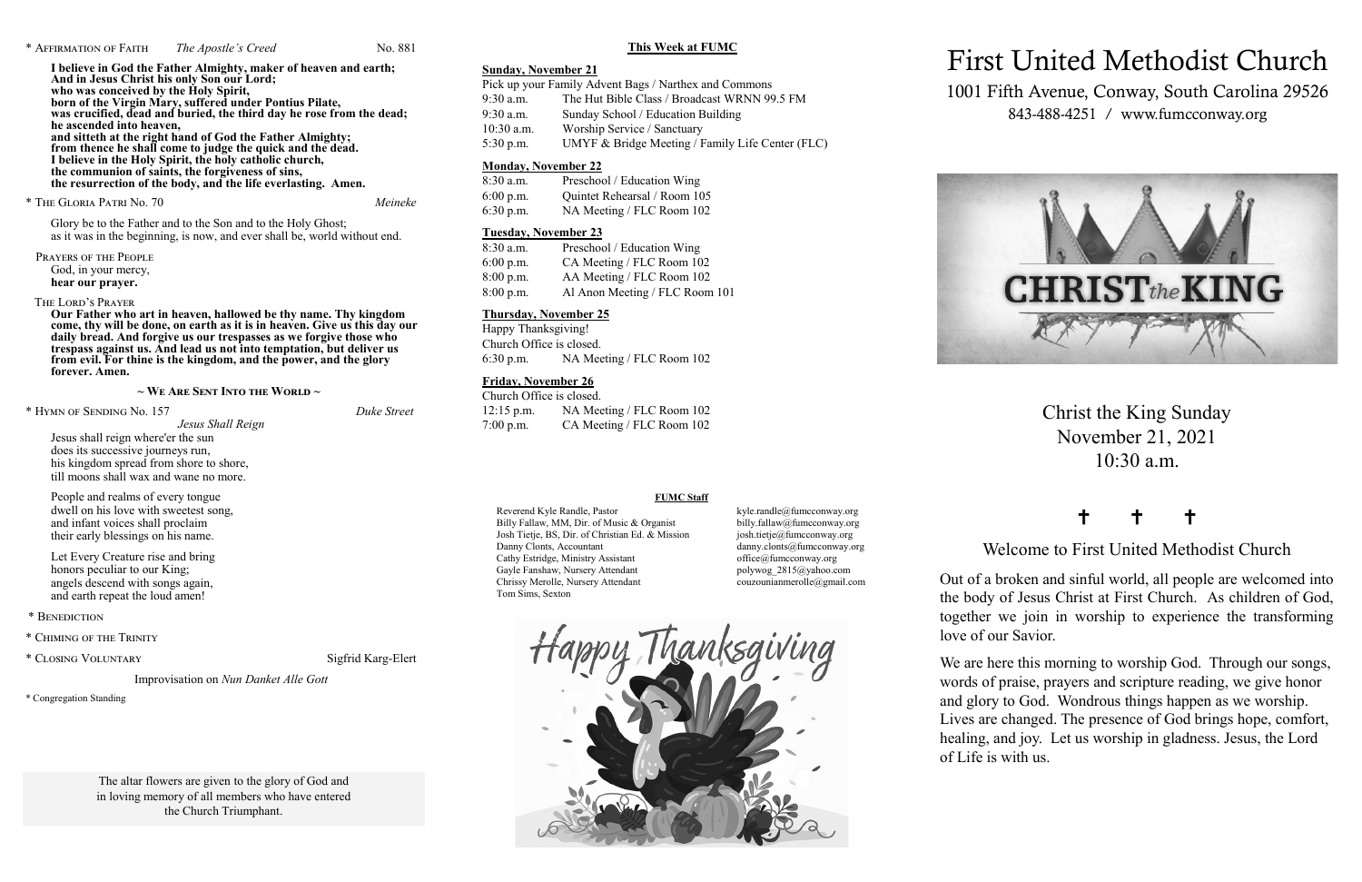\* AFFIRMATION OF FAITH *The Apostle's Creed* No. 881

**I believe in God the Father Almighty, maker of heaven and earth;
And in Jesus Christ his only Son our Lord;
who was conceived by the Holy Spirit,
born of the Virgin Mary, suffered under Pontius Pilate,
was crucified, dead and buried, the third day he rose from the dead;
he ascended into heaven,
and sitteth at the right hand of God the Father Almighty;
from thence he shall come to judge the quick and the dead.
I believe in the Holy Spirit, the holy catholic church,
the communion of saints, the forgiveness of sins,
the resurrection of the body, and the life everlasting. Amen.**

\* THE GLORIA PATRI No. 70 *Meineke*

Glory be to the Father and to the Son and to the Holy Ghost;
as it was in the beginning, is now, and ever shall be, world without end.

PRAYERS OF THE PEOPLE
God, in your mercy,
**hear our prayer.**

THE LORD'S PRAYER
**Our Father who art in heaven, hallowed be thy name. Thy kingdom come, thy will be done, on earth as it is in heaven. Give us this day our daily bread. And forgive us our trespasses as we forgive those who trespass against us. And lead us not into temptation, but deliver us from evil. For thine is the kingdom, and the power, and the glory forever. Amen.**

**~ WE ARE SENT INTO THE WORLD ~**

\* HYMN OF SENDING No. 157 *Duke Street*
*Jesus Shall Reign*

Jesus shall reign where'er the sun
does its successive journeys run,
his kingdom spread from shore to shore,
till moons shall wax and wane no more.

People and realms of every tongue
dwell on his love with sweetest song,
and infant voices shall proclaim
their early blessings on his name.

Let Every Creature rise and bring
honors peculiar to our King;
angels descend with songs again,
and earth repeat the loud amen!

\* BENEDICTION

\* CHIMING OF THE TRINITY

\* CLOSING VOLUNTARY Sigfrid Karg-Elert

Improvisation on *Nun Danket Alle Gott*

\* Congregation Standing

The altar flowers are given to the glory of God and
in loving memory of all members who have entered
the Church Triumphant.

**This Week at FUMC**

**Sunday, November 21**
Pick up your Family Advent Bags / Narthex and Commons
9:30 a.m. The Hut Bible Class / Broadcast WRNN 99.5 FM
9:30 a.m. Sunday School / Education Building
10:30 a.m. Worship Service / Sanctuary
5:30 p.m. UMYF & Bridge Meeting / Family Life Center (FLC)

**Monday, November 22**
8:30 a.m. Preschool / Education Wing
6:00 p.m. Quintet Rehearsal / Room 105
6:30 p.m. NA Meeting / FLC Room 102

**Tuesday, November 23**
8:30 a.m. Preschool / Education Wing
6:00 p.m. CA Meeting / FLC Room 102
8:00 p.m. AA Meeting / FLC Room 102
8:00 p.m. Al Anon Meeting / FLC Room 101

**Thursday, November 25**
Happy Thanksgiving!
Church Office is closed.
6:30 p.m. NA Meeting / FLC Room 102

**Friday, November 26**
Church Office is closed.
12:15 p.m. NA Meeting / FLC Room 102
7:00 p.m. CA Meeting / FLC Room 102

**FUMC Staff**

| | |
|---|---|
| Reverend Kyle Randle, Pastor | kyle.randle@fumcconway.org |
| Billy Fallaw, MM, Dir. of Music & Organist | billy.fallaw@fumcconway.org |
| Josh Tietje, BS, Dir. of Christian Ed. & Mission | josh.tietje@fumcconway.org |
| Danny Clonts, Accountant | danny.clonts@fumcconway.org |
| Cathy Estridge, Ministry Assistant | office@fumcconway.org |
| Gayle Fanshaw, Nursery Attendant | polywog_2815@yahoo.com |
| Chrissy Merolle, Nursery Attendant | couzounianmerolle@gmail.com |
| Tom Sims, Sexton | |

Happy Thanksgiving

# First United Methodist Church

1001 Fifth Avenue, Conway, South Carolina 29526
843-488-4251 / www.fumcconway.org

CHRIST the KING

Christ the King Sunday
November 21, 2021
10:30 a.m.

† † †

## Welcome to First United Methodist Church

Out of a broken and sinful world, all people are welcomed into the body of Jesus Christ at First Church. As children of God, together we join in worship to experience the transforming love of our Savior.

We are here this morning to worship God. Through our songs, words of praise, prayers and scripture reading, we give honor and glory to God. Wondrous things happen as we worship. Lives are changed. The presence of God brings hope, comfort, healing, and joy. Let us worship in gladness. Jesus, the Lord of Life is with us.